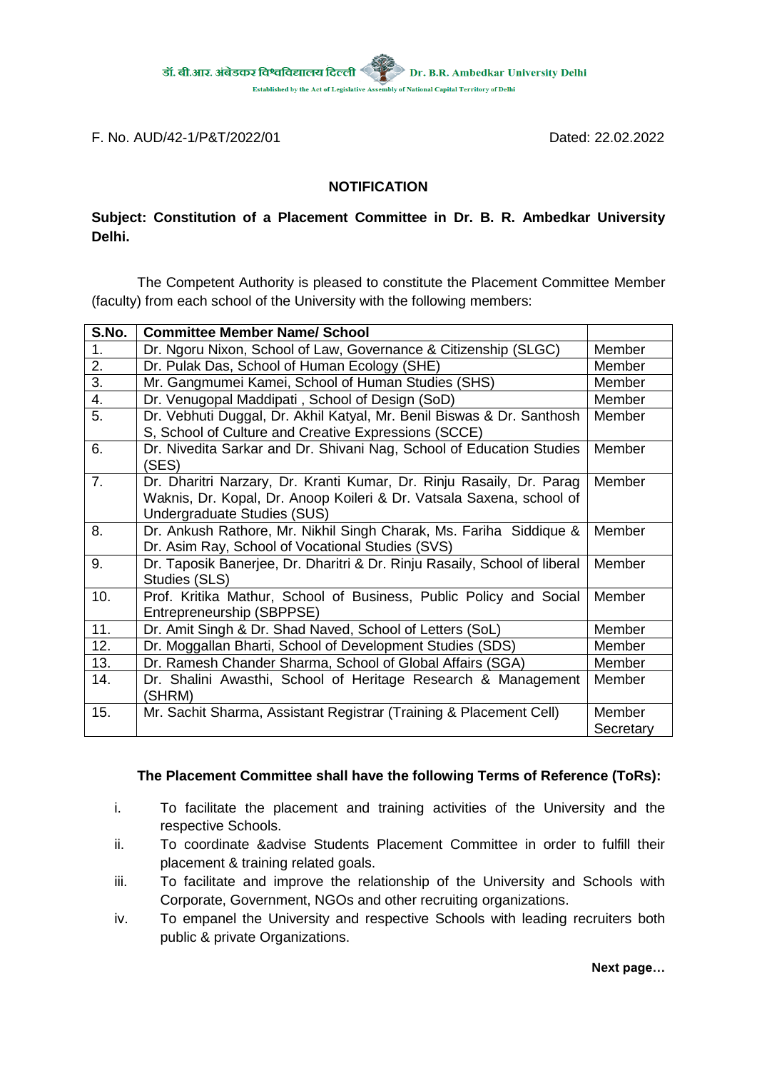डॉ. बी.आर. अंबेडकर विश्वविद्यालय दिल्ली Dr. B.R. Ambedkar University Delhi

Established by the Act of Legislative Assembly of National Capital Territory of Delhi

F. No. AUD/42-1/P&T/2022/01 Dated: 22.02.2022

**NOTIFICATION**

**Subject: Constitution of a Placement Committee in Dr. B. R. Ambedkar University Delhi.**

The Competent Authority is pleased to constitute the Placement Committee Member (faculty) from each school of the University with the following members:

| S.No. | Committee Member Name/ School | |
|---|---|---|
| 1. | Dr. Ngoru Nixon, School of Law, Governance & Citizenship (SLGC) | Member |
| 2. | Dr. Pulak Das, School of Human Ecology (SHE) | Member |
| 3. | Mr. Gangmumei Kamei, School of Human Studies (SHS) | Member |
| 4. | Dr. Venugopal Maddipati , School of Design (SoD) | Member |
| 5. | Dr. Vebhuti Duggal, Dr. Akhil Katyal, Mr. Benil Biswas & Dr. Santhosh S, School of Culture and Creative Expressions (SCCE) | Member |
| 6. | Dr. Nivedita Sarkar and Dr. Shivani Nag, School of Education Studies (SES) | Member |
| 7. | Dr. Dharitri Narzary, Dr. Kranti Kumar, Dr. Rinju Rasaily, Dr. Parag Waknis, Dr. Kopal, Dr. Anoop Koileri & Dr. Vatsala Saxena, school of Undergraduate Studies (SUS) | Member |
| 8. | Dr. Ankush Rathore, Mr. Nikhil Singh Charak, Ms. Fariha Siddique & Dr. Asim Ray, School of Vocational Studies (SVS) | Member |
| 9. | Dr. Taposik Banerjee, Dr. Dharitri & Dr. Rinju Rasaily, School of liberal Studies (SLS) | Member |
| 10. | Prof. Kritika Mathur, School of Business, Public Policy and Social Entrepreneurship (SBPPSE) | Member |
| 11. | Dr. Amit Singh & Dr. Shad Naved, School of Letters (SoL) | Member |
| 12. | Dr. Moggallan Bharti, School of Development Studies (SDS) | Member |
| 13. | Dr. Ramesh Chander Sharma, School of Global Affairs (SGA) | Member |
| 14. | Dr. Shalini Awasthi, School of Heritage Research & Management (SHRM) | Member |
| 15. | Mr. Sachit Sharma, Assistant Registrar (Training & Placement Cell) | Member Secretary |

**The Placement Committee shall have the following Terms of Reference (ToRs):**

i. To facilitate the placement and training activities of the University and the respective Schools.

ii. To coordinate &advise Students Placement Committee in order to fulfill their placement & training related goals.

iii. To facilitate and improve the relationship of the University and Schools with Corporate, Government, NGOs and other recruiting organizations.

iv. To empanel the University and respective Schools with leading recruiters both public & private Organizations.

**Next page…**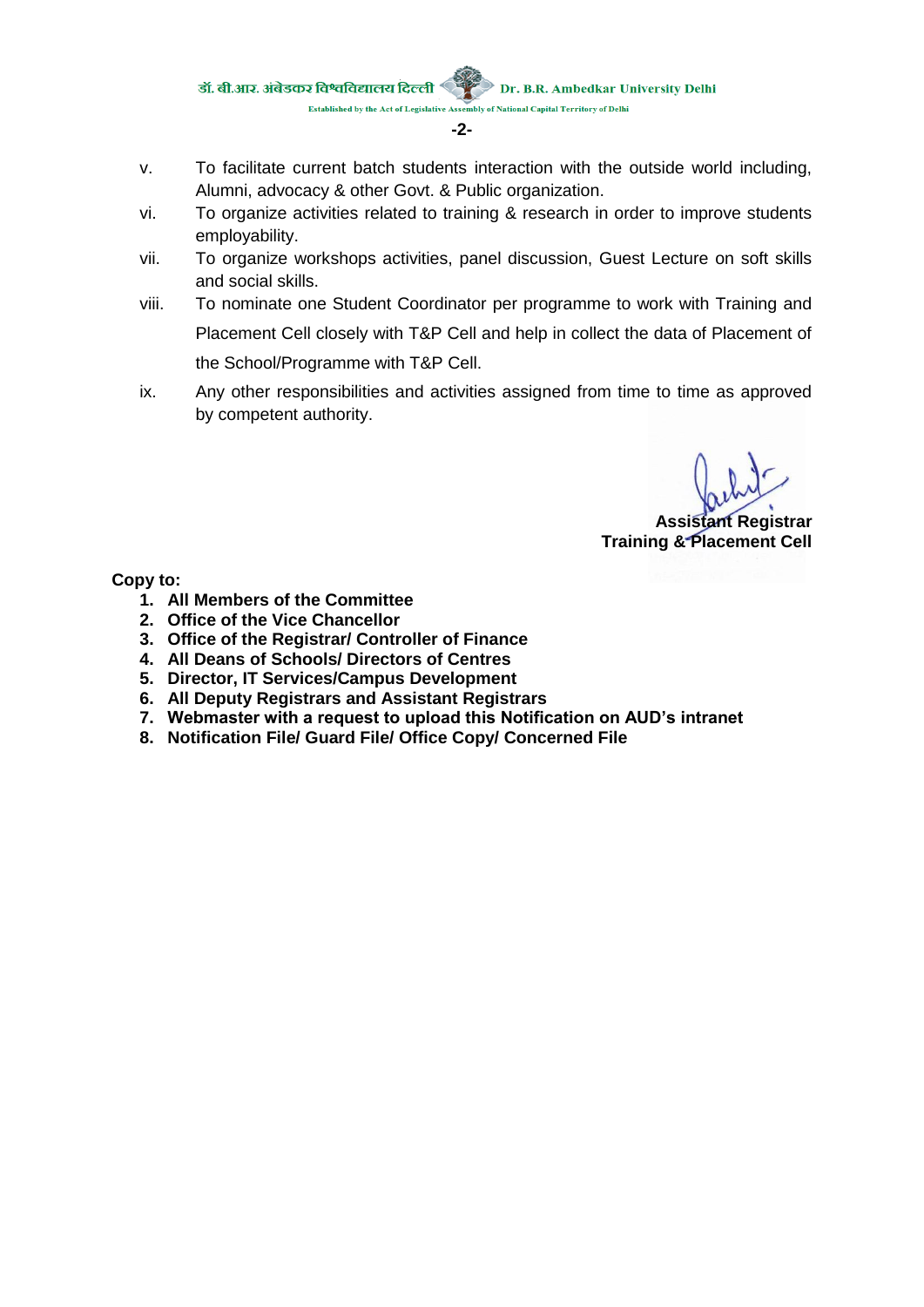v. To facilitate current batch students interaction with the outside world including, Alumni, advocacy & other Govt. & Public organization.

vi. To organize activities related to training & research in order to improve students employability.

vii. To organize workshops activities, panel discussion, Guest Lecture on soft skills and social skills.

viii. To nominate one Student Coordinator per programme to work with Training and Placement Cell closely with T&P Cell and help in collect the data of Placement of the School/Programme with T&P Cell.

ix. Any other responsibilities and activities assigned from time to time as approved by competent authority.

**Assistant Registrar**
**Training & Placement Cell**

**Copy to:**

1. **All Members of the Committee**
2. **Office of the Vice Chancellor**
3. **Office of the Registrar/ Controller of Finance**
4. **All Deans of Schools/ Directors of Centres**
5. **Director, IT Services/Campus Development**
6. **All Deputy Registrars and Assistant Registrars**
7. **Webmaster with a request to upload this Notification on AUD's intranet**
8. **Notification File/ Guard File/ Office Copy/ Concerned File**